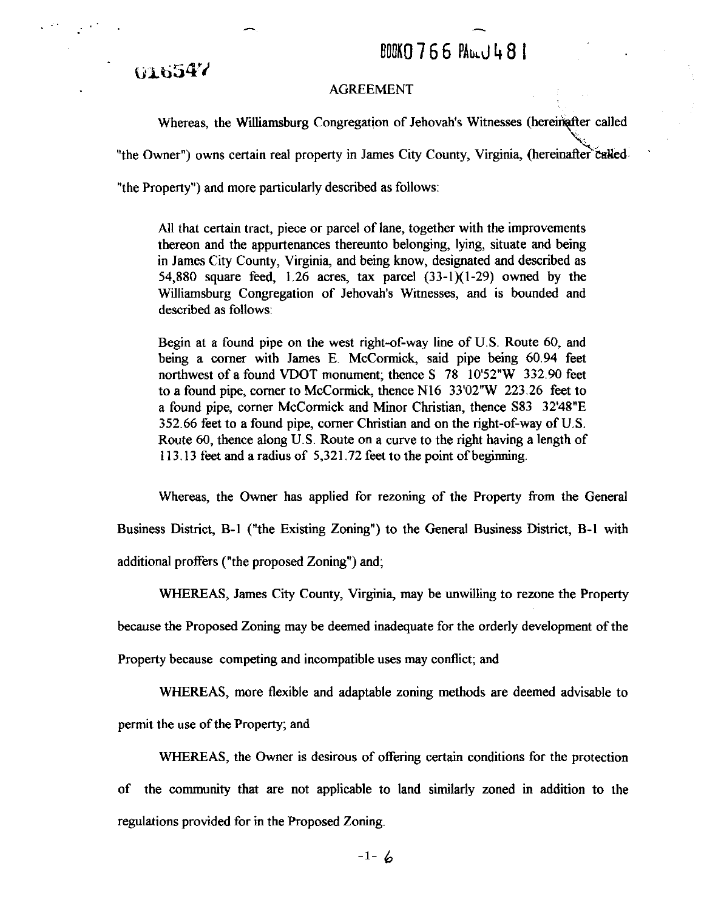016547

BOOK0766 PAGE0481

# AGREEMENT

Whereas, the Williamsburg Congregation of Jehovah's Witnesses (hereinafter called "the Owner") owns certain real property in James City County, Virginia, (hereinafter called "the Property") and more particularly described as follows:

> All that certain tract, piece or parcel of lane, together with the improvements thereon and the appurtenances thereunto belonging, lying, situate and being in James City County, Virginia, and being know, designated and described as 54,880 square feed, 1.26 acres, tax parcel (33-1)(1-29) owned by the Williamsburg Congregation of Jehovah's Witnesses, and is bounded and described as follows:
>
> Begin at a found pipe on the west right-of-way line of U.S. Route 60, and being a corner with James E. McCormick, said pipe being 60.94 feet northwest of a found VDOT monument; thence S 78 10'52"W 332.90 feet to a found pipe, corner to McCormick, thence N16 33'02"W 223.26 feet to a found pipe, corner McCormick and Minor Christian, thence S83 32'48"E 352.66 feet to a found pipe, corner Christian and on the right-of-way of U.S. Route 60, thence along U.S. Route on a curve to the right having a length of 113.13 feet and a radius of 5,321.72 feet to the point of beginning.

Whereas, the Owner has applied for rezoning of the Property from the General Business District, B-1 ("the Existing Zoning") to the General Business District, B-1 with additional proffers ("the proposed Zoning") and;

WHEREAS, James City County, Virginia, may be unwilling to rezone the Property because the Proposed Zoning may be deemed inadequate for the orderly development of the Property because competing and incompatible uses may conflict; and

WHEREAS, more flexible and adaptable zoning methods are deemed advisable to permit the use of the Property; and

WHEREAS, the Owner is desirous of offering certain conditions for the protection of the community that are not applicable to land similarly zoned in addition to the regulations provided for in the Proposed Zoning.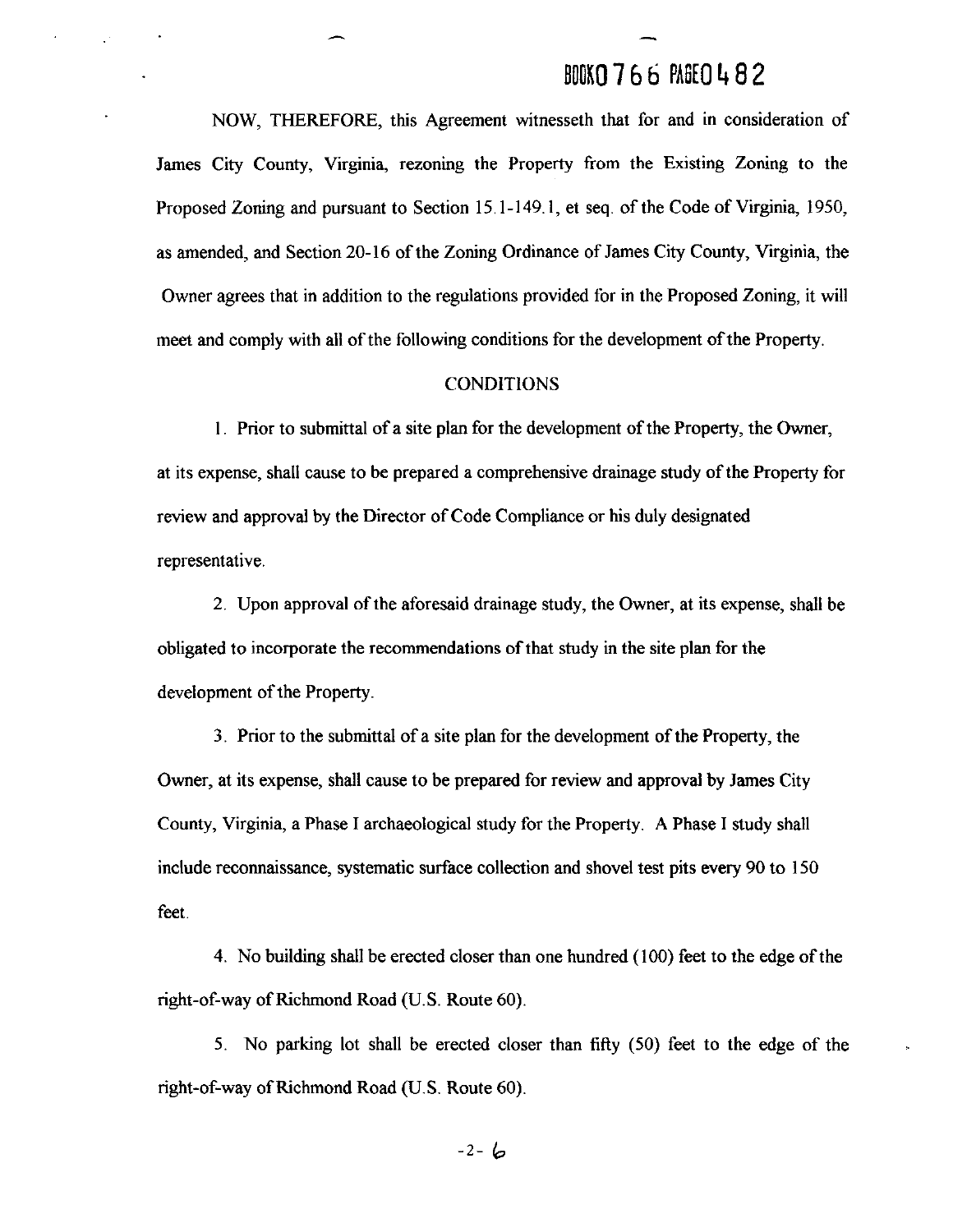NOW, THEREFORE, this Agreement witnesseth that for and in consideration of James City County, Virginia, rezoning the Property from the Existing Zoning to the Proposed Zoning and pursuant to Section 15.1-149.1, et seq. of the Code of Virginia, 1950, as amended, and Section 20-16 of the Zoning Ordinance of James City County, Virginia, the Owner agrees that in addition to the regulations provided for in the Proposed Zoning, it will meet and comply with all of the following conditions for the development of the Property.

## CONDITIONS

1. Prior to submittal of a site plan for the development of the Property, the Owner, at its expense, shall cause to be prepared a comprehensive drainage study of the Property for review and approval by the Director of Code Compliance or his duly designated representative.

2. Upon approval of the aforesaid drainage study, the Owner, at its expense, shall be obligated to incorporate the recommendations of that study in the site plan for the development of the Property.

3. Prior to the submittal of a site plan for the development of the Property, the Owner, at its expense, shall cause to be prepared for review and approval by James City County, Virginia, a Phase I archaeological study for the Property. A Phase I study shall include reconnaissance, systematic surface collection and shovel test pits every 90 to 150 feet.

4. No building shall be erected closer than one hundred (100) feet to the edge of the right-of-way of Richmond Road (U.S. Route 60).

5. No parking lot shall be erected closer than fifty (50) feet to the edge of the right-of-way of Richmond Road (U.S. Route 60).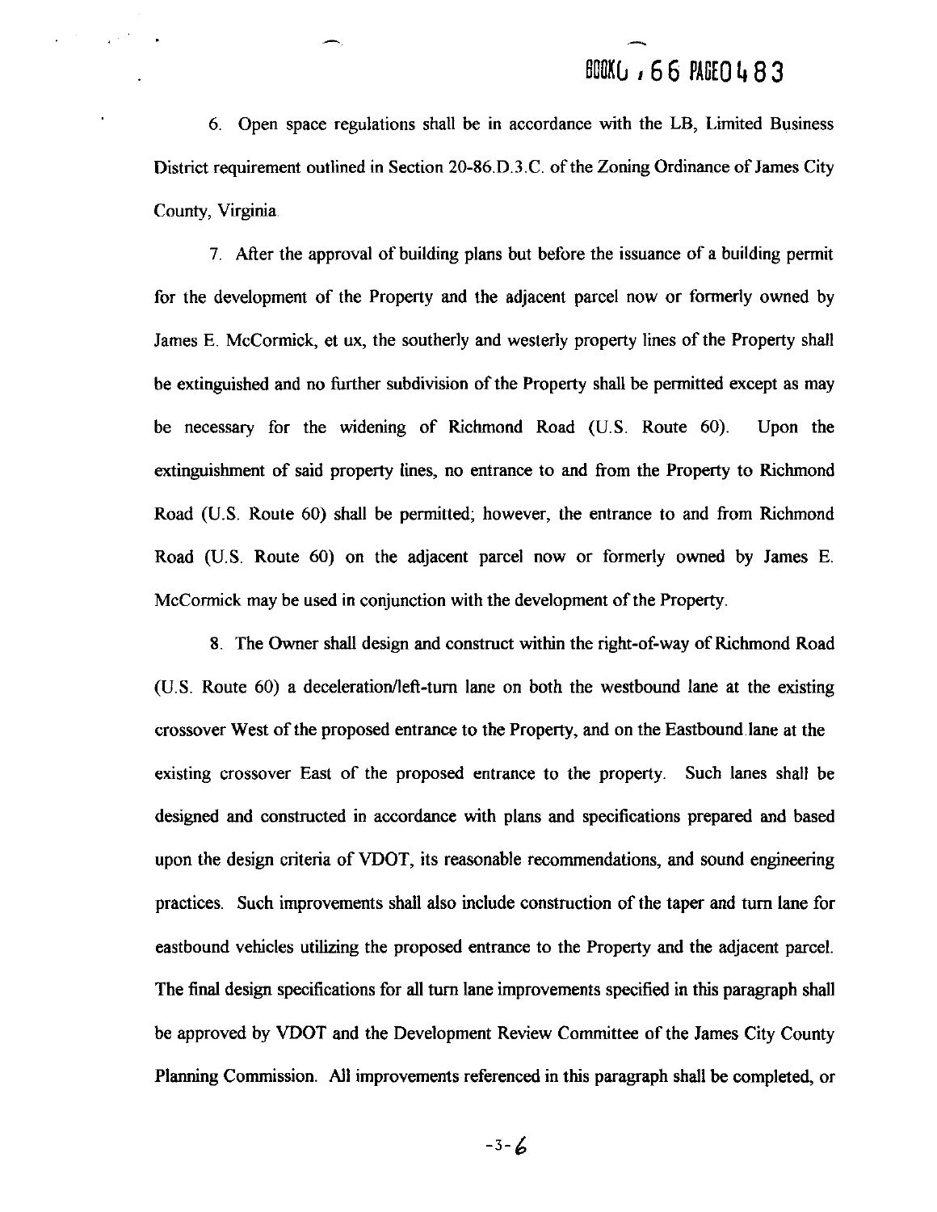6. Open space regulations shall be in accordance with the LB, Limited Business District requirement outlined in Section 20-86.D.3.C. of the Zoning Ordinance of James City County, Virginia.

7. After the approval of building plans but before the issuance of a building permit for the development of the Property and the adjacent parcel now or formerly owned by James E. McCormick, et ux, the southerly and westerly property lines of the Property shall be extinguished and no further subdivision of the Property shall be permitted except as may be necessary for the widening of Richmond Road (U.S. Route 60). Upon the extinguishment of said property lines, no entrance to and from the Property to Richmond Road (U.S. Route 60) shall be permitted; however, the entrance to and from Richmond Road (U.S. Route 60) on the adjacent parcel now or formerly owned by James E. McCormick may be used in conjunction with the development of the Property.

8. The Owner shall design and construct within the right-of-way of Richmond Road (U.S. Route 60) a deceleration/left-turn lane on both the westbound lane at the existing crossover West of the proposed entrance to the Property, and on the Eastbound lane at the existing crossover East of the proposed entrance to the property. Such lanes shall be designed and constructed in accordance with plans and specifications prepared and based upon the design criteria of VDOT, its reasonable recommendations, and sound engineering practices. Such improvements shall also include construction of the taper and turn lane for eastbound vehicles utilizing the proposed entrance to the Property and the adjacent parcel. The final design specifications for all turn lane improvements specified in this paragraph shall be approved by VDOT and the Development Review Committee of the James City County Planning Commission. All improvements referenced in this paragraph shall be completed, or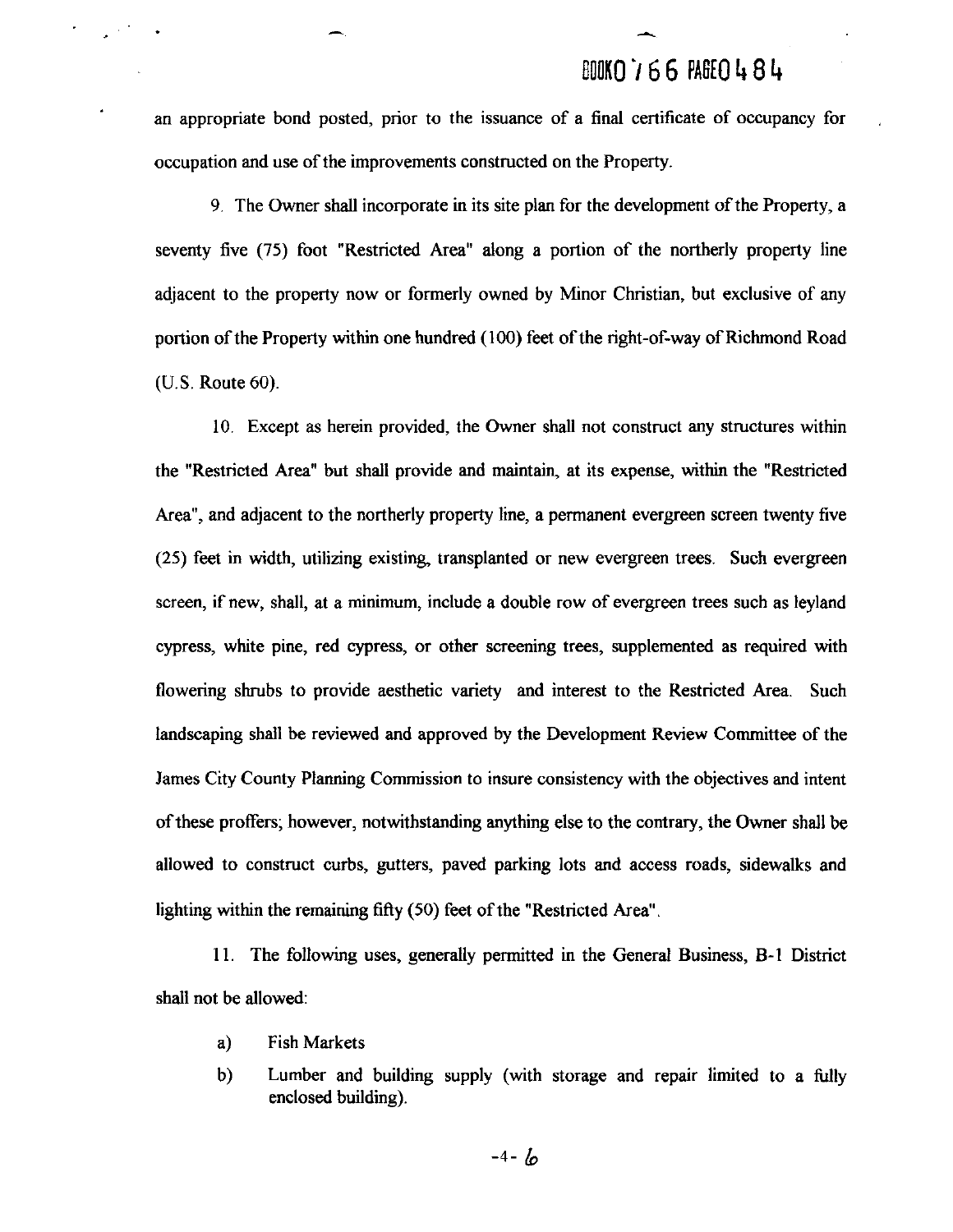an appropriate bond posted, prior to the issuance of a final certificate of occupancy for occupation and use of the improvements constructed on the Property.

9. The Owner shall incorporate in its site plan for the development of the Property, a seventy five (75) foot "Restricted Area" along a portion of the northerly property line adjacent to the property now or formerly owned by Minor Christian, but exclusive of any portion of the Property within one hundred (100) feet of the right-of-way of Richmond Road (U.S. Route 60).

10. Except as herein provided, the Owner shall not construct any structures within the "Restricted Area" but shall provide and maintain, at its expense, within the "Restricted Area", and adjacent to the northerly property line, a permanent evergreen screen twenty five (25) feet in width, utilizing existing, transplanted or new evergreen trees. Such evergreen screen, if new, shall, at a minimum, include a double row of evergreen trees such as leyland cypress, white pine, red cypress, or other screening trees, supplemented as required with flowering shrubs to provide aesthetic variety and interest to the Restricted Area. Such landscaping shall be reviewed and approved by the Development Review Committee of the James City County Planning Commission to insure consistency with the objectives and intent of these proffers; however, notwithstanding anything else to the contrary, the Owner shall be allowed to construct curbs, gutters, paved parking lots and access roads, sidewalks and lighting within the remaining fifty (50) feet of the "Restricted Area".

11. The following uses, generally permitted in the General Business, B-1 District shall not be allowed:

a) Fish Markets

b) Lumber and building supply (with storage and repair limited to a fully enclosed building).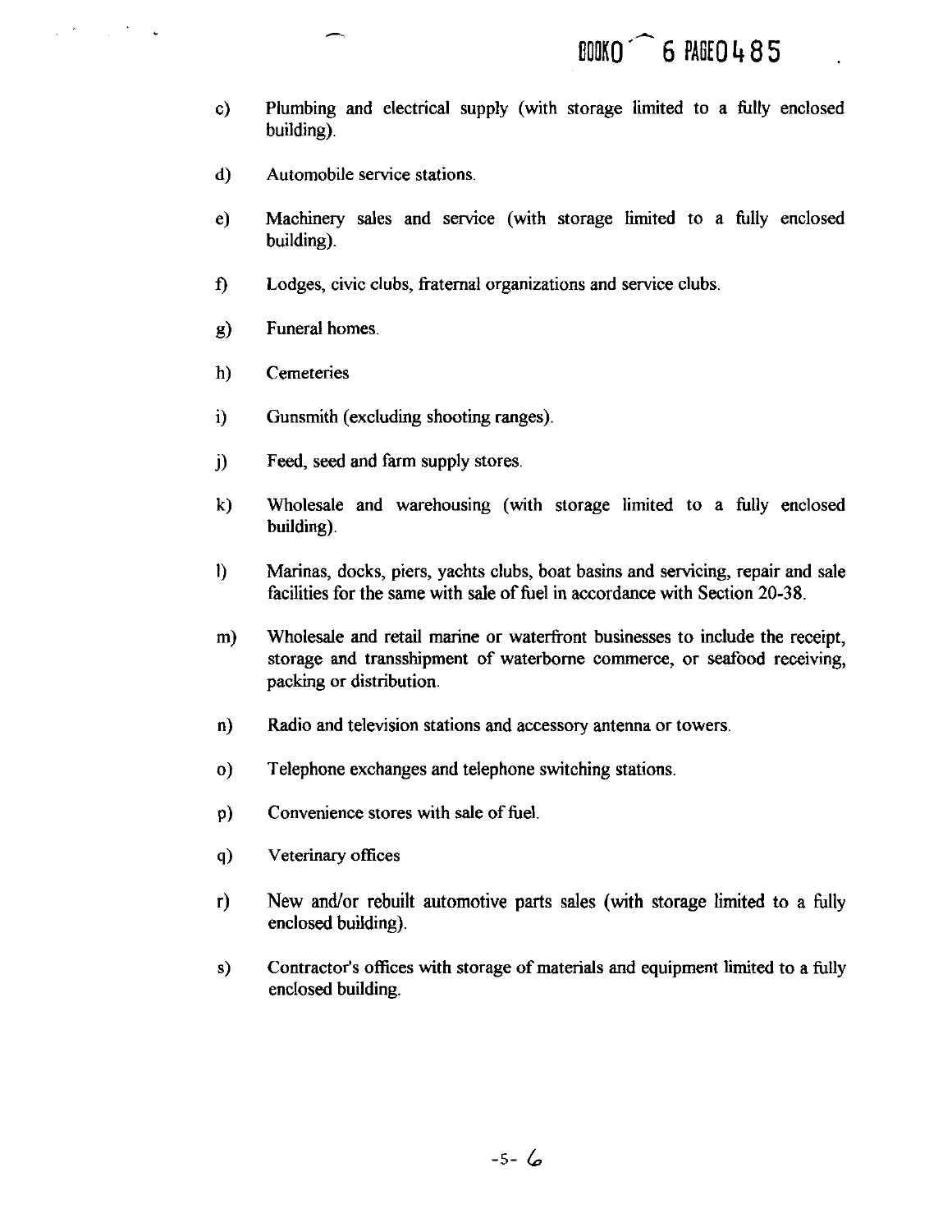c) Plumbing and electrical supply (with storage limited to a fully enclosed building).

d) Automobile service stations.

e) Machinery sales and service (with storage limited to a fully enclosed building).

f) Lodges, civic clubs, fraternal organizations and service clubs.

g) Funeral homes.

h) Cemeteries

i) Gunsmith (excluding shooting ranges).

j) Feed, seed and farm supply stores.

k) Wholesale and warehousing (with storage limited to a fully enclosed building).

l) Marinas, docks, piers, yachts clubs, boat basins and servicing, repair and sale facilities for the same with sale of fuel in accordance with Section 20-38.

m) Wholesale and retail marine or waterfront businesses to include the receipt, storage and transshipment of waterborne commerce, or seafood receiving, packing or distribution.

n) Radio and television stations and accessory antenna or towers.

o) Telephone exchanges and telephone switching stations.

p) Convenience stores with sale of fuel.

q) Veterinary offices

r) New and/or rebuilt automotive parts sales (with storage limited to a fully enclosed building).

s) Contractor's offices with storage of materials and equipment limited to a fully enclosed building.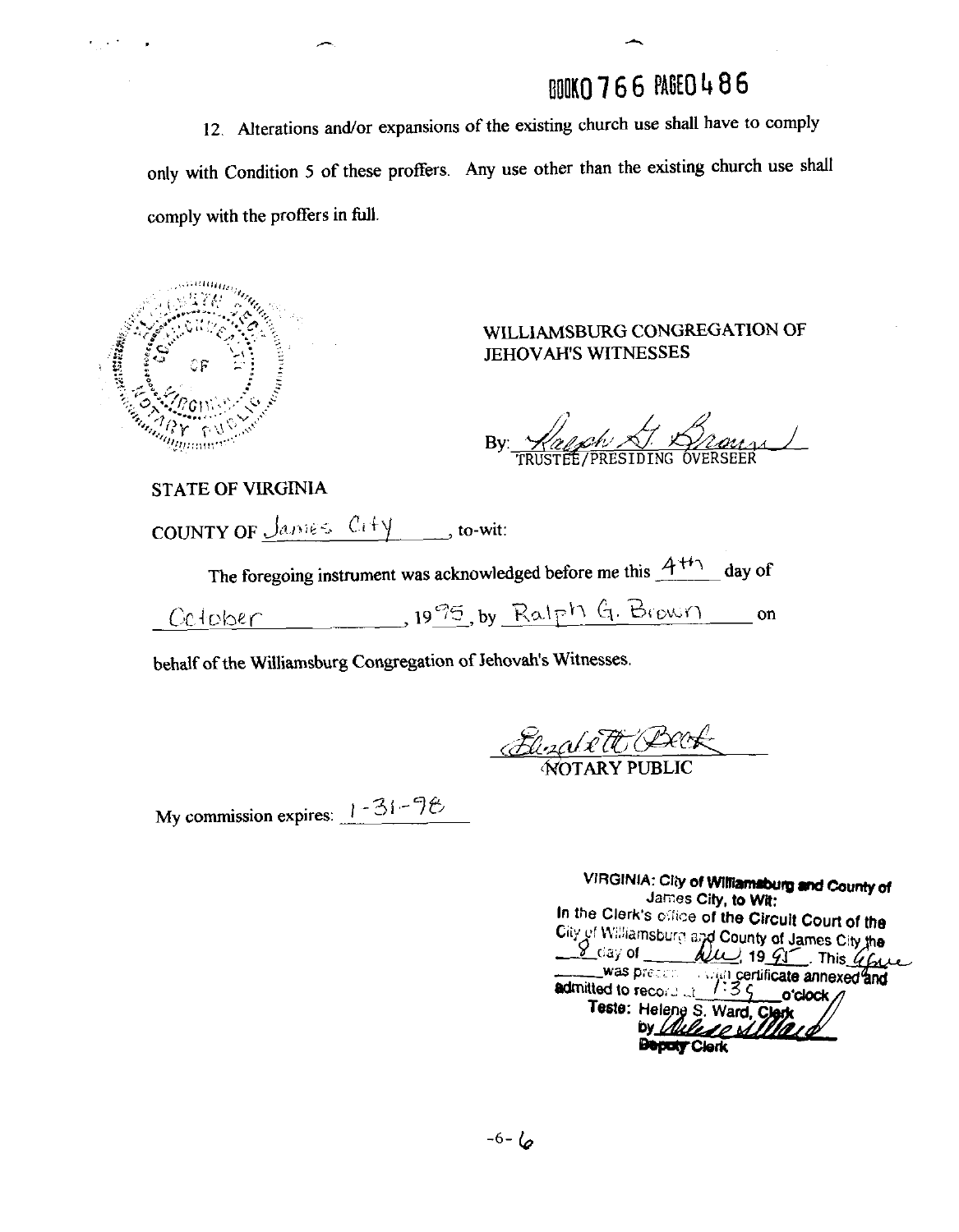BOOK0766 PAGE0486

12. Alterations and/or expansions of the existing church use shall have to comply only with Condition 5 of these proffers. Any use other than the existing church use shall comply with the proffers in full.

WILLIAMSBURG CONGREGATION OF JEHOVAH'S WITNESSES

By: Ralph G. Brown
TRUSTEE/PRESIDING OVERSEER

STATE OF VIRGINIA

COUNTY OF James City, to-wit:

The foregoing instrument was acknowledged before me this 4th day of October, 1995, by Ralph G. Brown on behalf of the Williamsburg Congregation of Jehovah's Witnesses.

Elizabeth Beck
NOTARY PUBLIC

My commission expires: 1-31-98

VIRGINIA: City of Williamsburg and County of James City, to Wit:
In the Clerk's office of the Circuit Court of the City of Williamsburg and County of James City the 8 day of Dec, 1995. This deed was presented with certificate annexed and admitted to record at 1:35 o'clock.
Teste: Helene S. Ward, Clerk
by
Deputy Clerk

-6- 6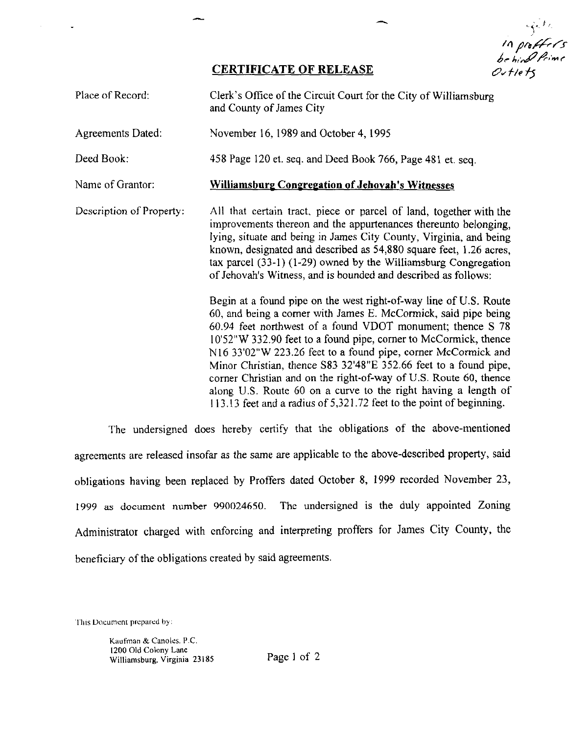in proffers behind Prime Outlets

# CERTIFICATE OF RELEASE

| | |
|---|---|
| Place of Record: | Clerk's Office of the Circuit Court for the City of Williamsburg and County of James City |
| Agreements Dated: | November 16, 1989 and October 4, 1995 |
| Deed Book: | 458 Page 120 et. seq. and Deed Book 766, Page 481 et. seq. |
| Name of Grantor: | **Williamsburg Congregation of Jehovah's Witnesses** |
| Description of Property: | All that certain tract, piece or parcel of land, together with the improvements thereon and the appurtenances thereunto belonging, lying, situate and being in James City County, Virginia, and being known, designated and described as 54,880 square feet, 1.26 acres, tax parcel (33-1) (1-29) owned by the Williamsburg Congregation of Jehovah's Witness, and is bounded and described as follows: |

Begin at a found pipe on the west right-of-way line of U.S. Route 60, and being a corner with James E. McCormick, said pipe being 60.94 feet northwest of a found VDOT monument; thence S 78 10'52"W 332.90 feet to a found pipe, corner to McCormick, thence N16 33'02"W 223.26 feet to a found pipe, corner McCormick and Minor Christian, thence S83 32'48"E 352.66 feet to a found pipe, corner Christian and on the right-of-way of U.S. Route 60, thence along U.S. Route 60 on a curve to the right having a length of 113.13 feet and a radius of 5,321.72 feet to the point of beginning.

The undersigned does hereby certify that the obligations of the above-mentioned agreements are released insofar as the same are applicable to the above-described property, said obligations having been replaced by Proffers dated October 8, 1999 recorded November 23, 1999 as document number 990024650. The undersigned is the duly appointed Zoning Administrator charged with enforcing and interpreting proffers for James City County, the beneficiary of the obligations created by said agreements.

This Document prepared by:

Kaufman & Canoles, P.C.
1200 Old Colony Lane
Williamsburg, Virginia 23185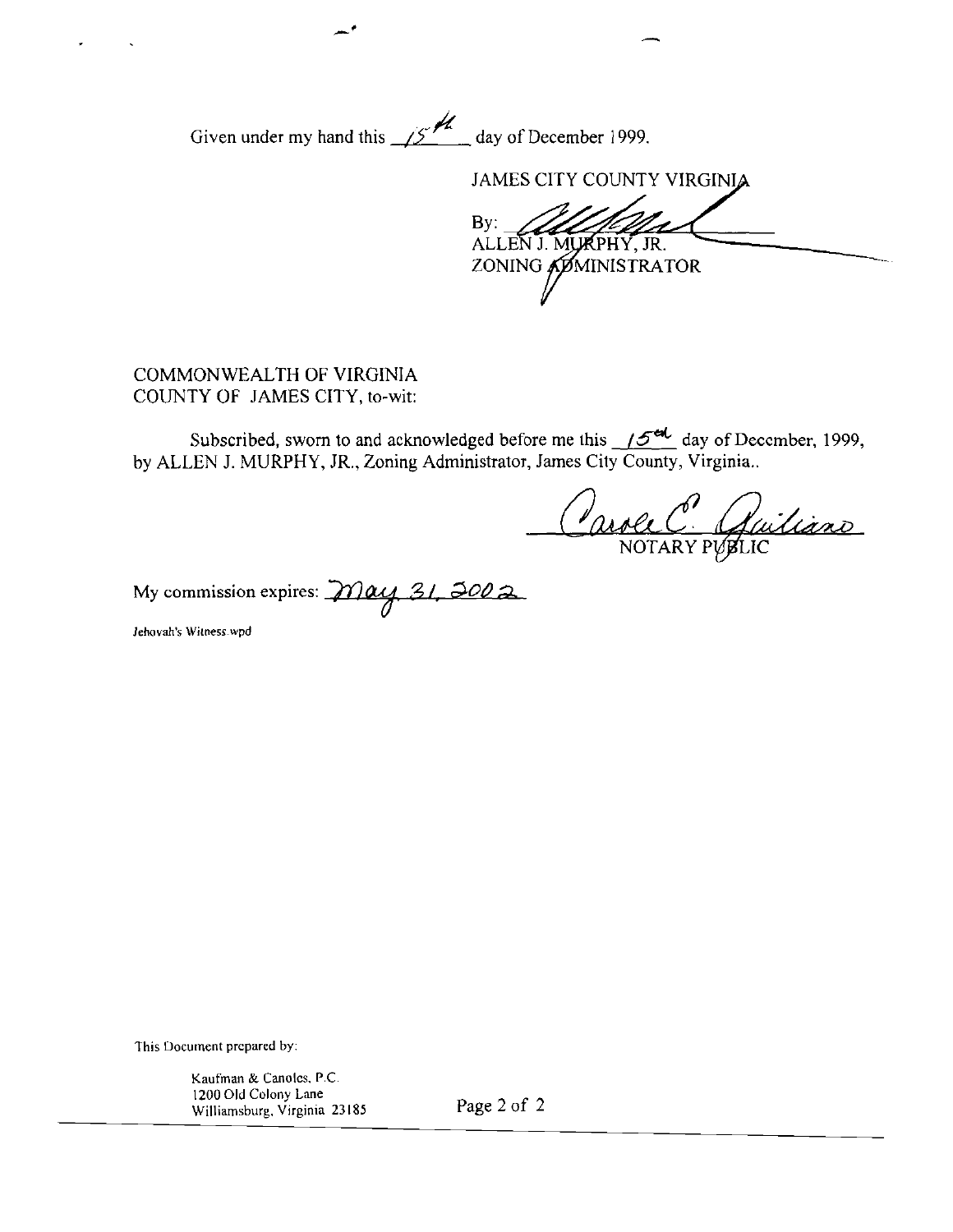Given under my hand this 15th day of December 1999.

JAMES CITY COUNTY VIRGINIA

By: 
ALLEN J. MURPHY, JR.
ZONING ADMINISTRATOR

COMMONWEALTH OF VIRGINIA
COUNTY OF JAMES CITY, to-wit:

Subscribed, sworn to and acknowledged before me this 15th day of December, 1999, by ALLEN J. MURPHY, JR., Zoning Administrator, James City County, Virginia..

Carole C. Guiliano
NOTARY PUBLIC

My commission expires: May 31, 2002

Jehovah's Witness.wpd

This Document prepared by:

Kaufman & Canoles, P.C.
1200 Old Colony Lane
Williamsburg, Virginia 23185